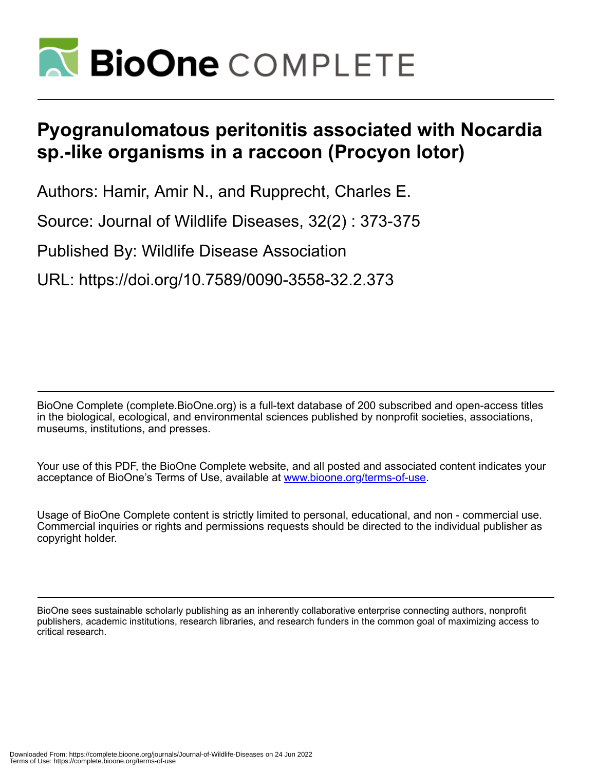# Pyogranulomatous peritonitis associated with Nocardia sp.-like organisms in a raccoon (Procyon lotor)

Authors: Hamir, Amir N., and Rupprecht, Charles E.

Source: Journal of Wildlife Diseases, 32(2) : 373-375

Published By: Wildlife Disease Association

URL: https://doi.org/10.7589/0090-3558-32.2.373

BioOne Complete (complete.BioOne.org) is a full-text database of 200 subscribed and open-access titles in the biological, ecological, and environmental sciences published by nonprofit societies, associations, museums, institutions, and presses.

Your use of this PDF, the BioOne Complete website, and all posted and associated content indicates your acceptance of BioOne's Terms of Use, available at www.bioone.org/terms-of-use.

Usage of BioOne Complete content is strictly limited to personal, educational, and non - commercial use. Commercial inquiries or rights and permissions requests should be directed to the individual publisher as copyright holder.

BioOne sees sustainable scholarly publishing as an inherently collaborative enterprise connecting authors, nonprofit publishers, academic institutions, research libraries, and research funders in the common goal of maximizing access to critical research.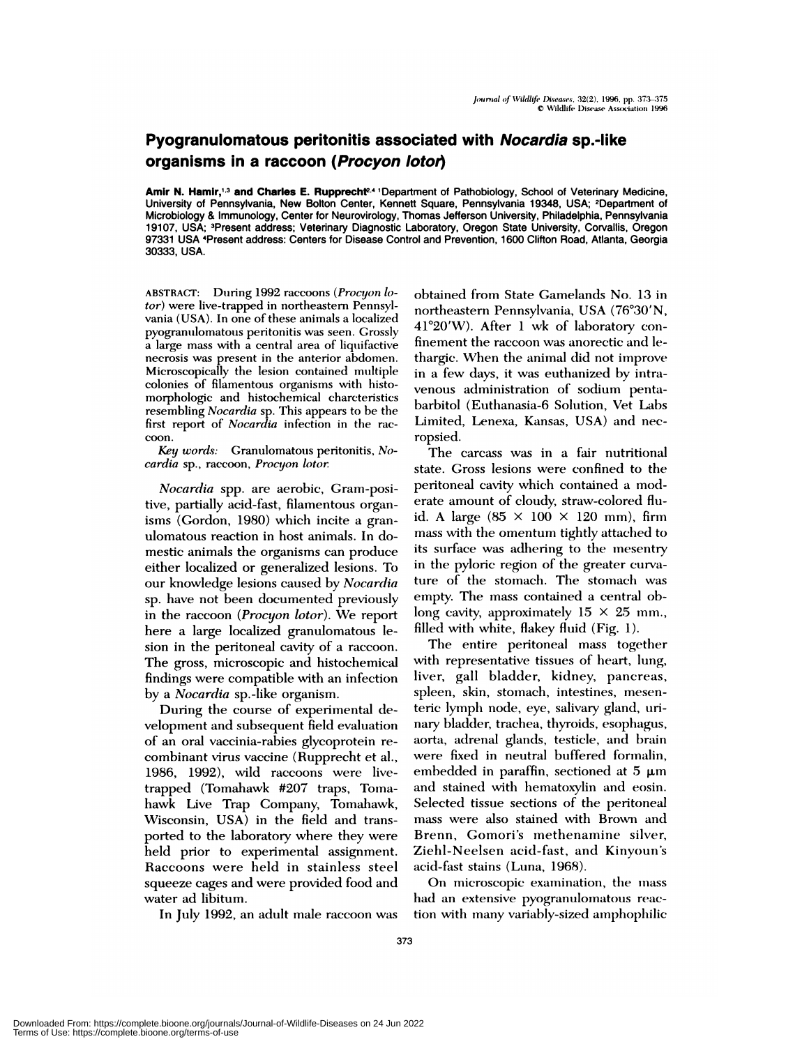# Pyogranulomatous peritonitis associated with *Nocardia* sp.-like organisms in a raccoon (*Procyon lotor*)

**Amir N. Hamir,[1,3] and Charles E. Rupprecht[2,4]** [1]Department of Pathobiology, School of Veterinary Medicine, University of Pennsylvania, New Bolton Center, Kennett Square, Pennsylvania 19348, USA; [2]Department of Microbiology & Immunology, Center for Neurovirology, Thomas Jefferson University, Philadelphia, Pennsylvania 19107, USA; [3]Present address; Veterinary Diagnostic Laboratory, Oregon State University, Corvallis, Oregon 97331 USA [4]Present address: Centers for Disease Control and Prevention, 1600 Clifton Road, Atlanta, Georgia 30333, USA.

ABSTRACT: During 1992 raccoons (*Procyon lotor*) were live-trapped in northeastern Pennsylvania (USA). In one of these animals a localized pyogranulomatous peritonitis was seen. Grossly a large mass with a central area of liquifactive necrosis was present in the anterior abdomen. Microscopically the lesion contained multiple colonies of filamentous organisms with histomorphologic and histochemical charcteristics resembling *Nocardia* sp. This appears to be the first report of *Nocardia* infection in the raccoon.

*Key words:* Granulomatous peritonitis, *Nocardia* sp., raccoon, *Procyon lotor.*

*Nocardia* spp. are aerobic, Gram-positive, partially acid-fast, filamentous organisms (Gordon, 1980) which incite a granulomatous reaction in host animals. In domestic animals the organisms can produce either localized or generalized lesions. To our knowledge lesions caused by *Nocardia* sp. have not been documented previously in the raccoon (*Procyon lotor*). We report here a large localized granulomatous lesion in the peritoneal cavity of a raccoon. The gross, microscopic and histochemical findings were compatible with an infection by a *Nocardia* sp.-like organism.

During the course of experimental development and subsequent field evaluation of an oral vaccinia-rabies glycoprotein recombinant virus vaccine (Rupprecht et al., 1986, 1992), wild raccoons were live-trapped (Tomahawk #207 traps, Tomahawk Live Trap Company, Tomahawk, Wisconsin, USA) in the field and transported to the laboratory where they were held prior to experimental assignment. Raccoons were held in stainless steel squeeze cages and were provided food and water ad libitum.

In July 1992, an adult male raccoon was obtained from State Gamelands No. 13 in northeastern Pennsylvania, USA (76°30′N, 41°20′W). After 1 wk of laboratory confinement the raccoon was anorectic and lethargic. When the animal did not improve in a few days, it was euthanized by intravenous administration of sodium pentabarbitol (Euthanasia-6 Solution, Vet Labs Limited, Lenexa, Kansas, USA) and necropsied.

The carcass was in a fair nutritional state. Gross lesions were confined to the peritoneal cavity which contained a moderate amount of cloudy, straw-colored fluid. A large (85 × 100 × 120 mm), firm mass with the omentum tightly attached to its surface was adhering to the mesentry in the pyloric region of the greater curvature of the stomach. The stomach was empty. The mass contained a central oblong cavity, approximately 15 × 25 mm., filled with white, flakey fluid (Fig. 1).

The entire peritoneal mass together with representative tissues of heart, lung, liver, gall bladder, kidney, pancreas, spleen, skin, stomach, intestines, mesenteric lymph node, eye, salivary gland, urinary bladder, trachea, thyroids, esophagus, aorta, adrenal glands, testicle, and brain were fixed in neutral buffered formalin, embedded in paraffin, sectioned at 5 μm and stained with hematoxylin and eosin. Selected tissue sections of the peritoneal mass were also stained with Brown and Brenn, Gomori's methenamine silver, Ziehl-Neelsen acid-fast, and Kinyoun's acid-fast stains (Luna, 1968).

On microscopic examination, the mass had an extensive pyogranulomatous reaction with many variably-sized amphophilic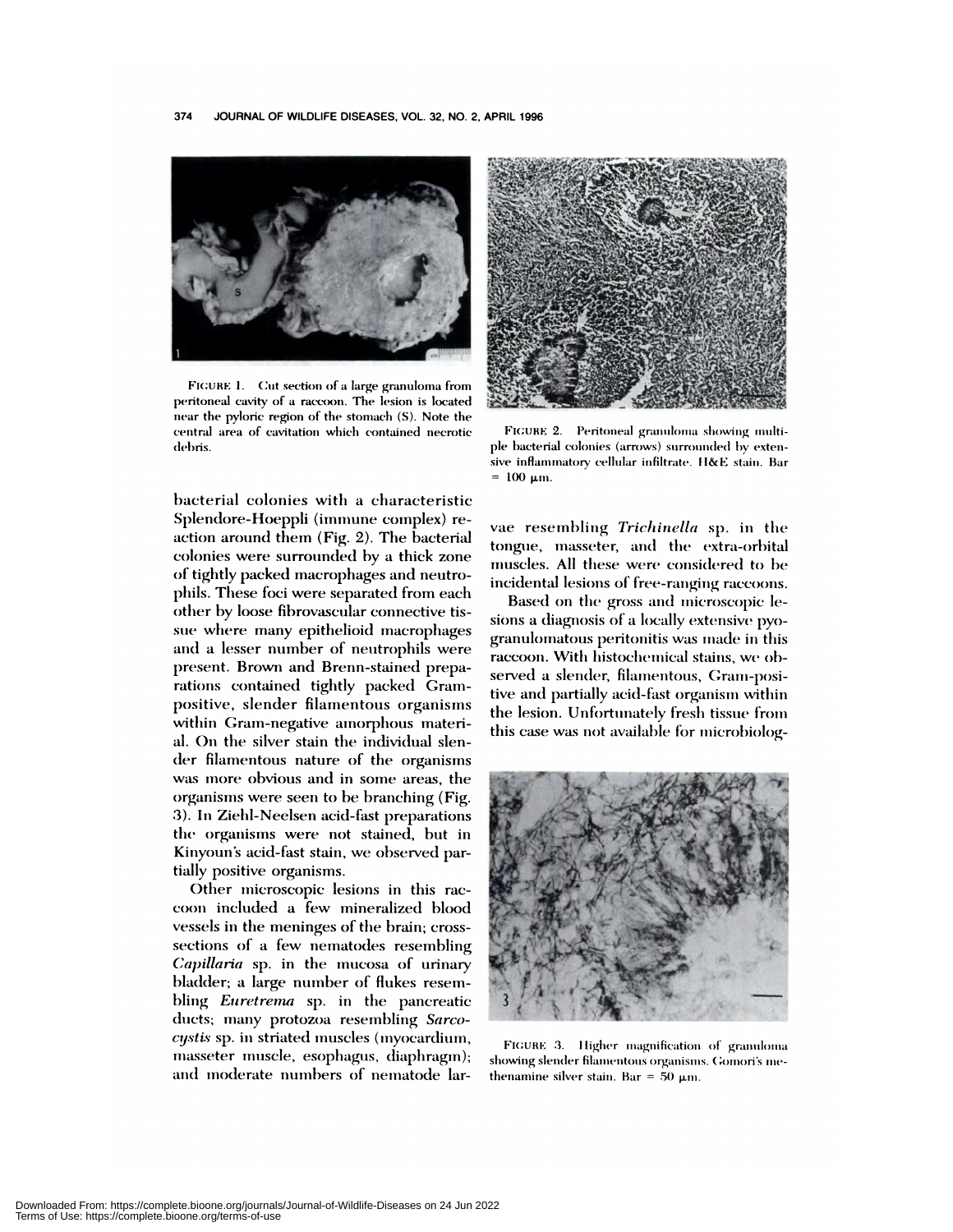FIGURE 1. Cut section of a large granuloma from peritoneal cavity of a raccoon. The lesion is located near the pyloric region of the stomach (S). Note the central area of cavitation which contained necrotic debris.

FIGURE 2. Peritoneal granuloma showing multiple bacterial colonies (arrows) surrounded by extensive inflammatory cellular infiltrate. H&E stain. Bar = 100 μm.

bacterial colonies with a characteristic Splendore-Hoeppli (immune complex) reaction around them (Fig. 2). The bacterial colonies were surrounded by a thick zone of tightly packed macrophages and neutrophils. These foci were separated from each other by loose fibrovascular connective tissue where many epithelioid macrophages and a lesser number of neutrophils were present. Brown and Brenn-stained preparations contained tightly packed Gram-positive, slender filamentous organisms within Gram-negative amorphous material. On the silver stain the individual slender filamentous nature of the organisms was more obvious and in some areas, the organisms were seen to be branching (Fig. 3). In Ziehl-Neelsen acid-fast preparations the organisms were not stained, but in Kinyoun's acid-fast stain, we observed partially positive organisms.

Other microscopic lesions in this raccoon included a few mineralized blood vessels in the meninges of the brain; cross-sections of a few nematodes resembling *Capillaria* sp. in the mucosa of urinary bladder; a large number of flukes resembling *Euretrema* sp. in the pancreatic ducts; many protozoa resembling *Sarcocystis* sp. in striated muscles (myocardium, masseter muscle, esophagus, diaphragm); and moderate numbers of nematode larvae resembling *Trichinella* sp. in the tongue, masseter, and the extra-orbital muscles. All these were considered to be incidental lesions of free-ranging raccoons.

Based on the gross and microscopic lesions a diagnosis of a locally extensive pyogranulomatous peritonitis was made in this raccoon. With histochemical stains, we observed a slender, filamentous, Gram-positive and partially acid-fast organism within the lesion. Unfortunately fresh tissue from this case was not available for microbiolog-

FIGURE 3. Higher magnification of granuloma showing slender filamentous organisms. Gomori's methenamine silver stain. Bar = 50 μm.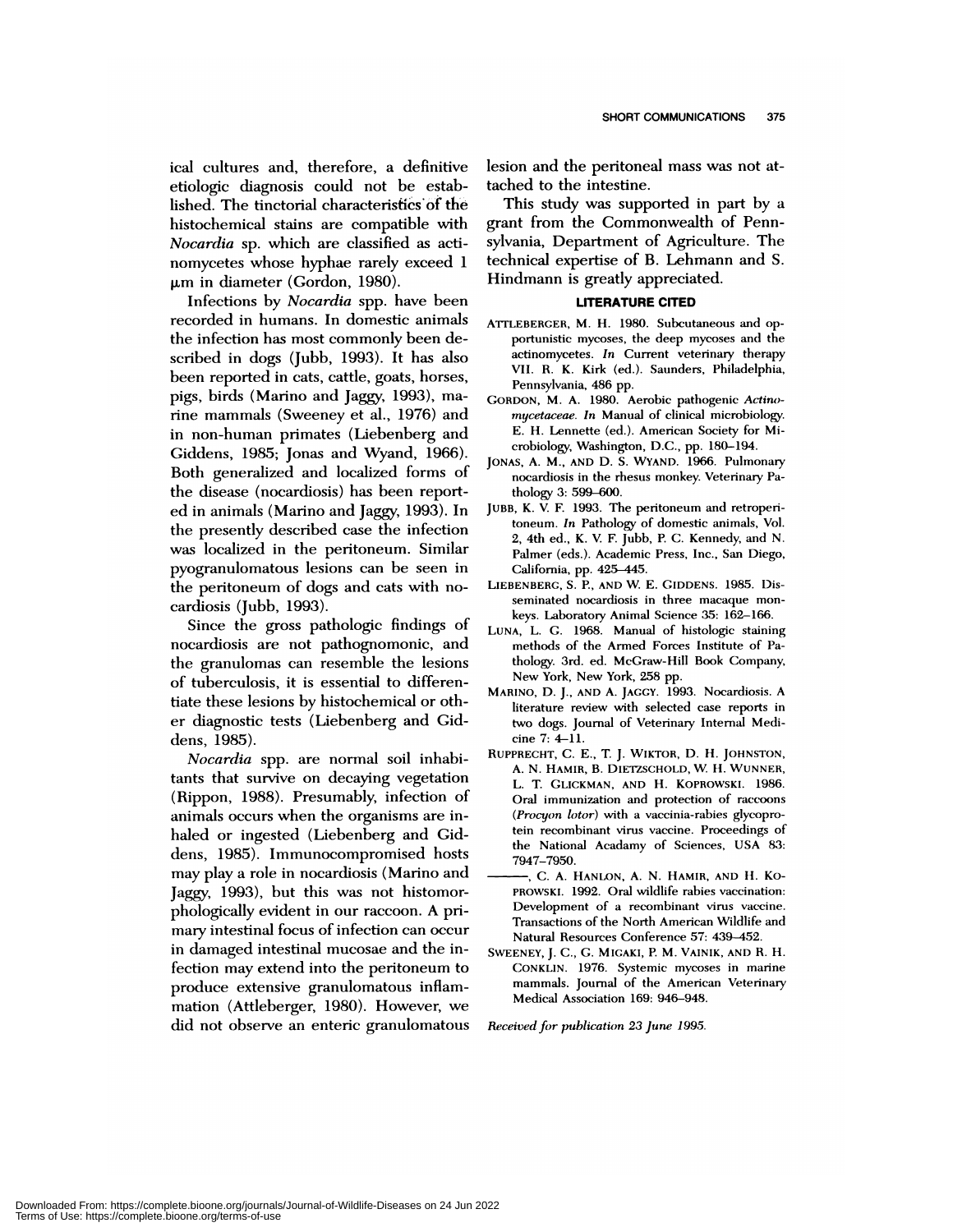ical cultures and, therefore, a definitive etiologic diagnosis could not be established. The tinctorial characteristics of the histochemical stains are compatible with *Nocardia* sp. which are classified as actinomycetes whose hyphae rarely exceed 1 μm in diameter (Gordon, 1980).

Infections by *Nocardia* spp. have been recorded in humans. In domestic animals the infection has most commonly been described in dogs (Jubb, 1993). It has also been reported in cats, cattle, goats, horses, pigs, birds (Marino and Jaggy, 1993), marine mammals (Sweeney et al., 1976) and in non-human primates (Liebenberg and Giddens, 1985; Jonas and Wyand, 1966). Both generalized and localized forms of the disease (nocardiosis) has been reported in animals (Marino and Jaggy, 1993). In the presently described case the infection was localized in the peritoneum. Similar pyogranulomatous lesions can be seen in the peritoneum of dogs and cats with nocardiosis (Jubb, 1993).

Since the gross pathologic findings of nocardiosis are not pathognomonic, and the granulomas can resemble the lesions of tuberculosis, it is essential to differentiate these lesions by histochemical or other diagnostic tests (Liebenberg and Giddens, 1985).

*Nocardia* spp. are normal soil inhabitants that survive on decaying vegetation (Rippon, 1988). Presumably, infection of animals occurs when the organisms are inhaled or ingested (Liebenberg and Giddens, 1985). Immunocompromised hosts may play a role in nocardiosis (Marino and Jaggy, 1993), but this was not histomorphologically evident in our raccoon. A primary intestinal focus of infection can occur in damaged intestinal mucosae and the infection may extend into the peritoneum to produce extensive granulomatous inflammation (Attleberger, 1980). However, we did not observe an enteric granulomatous lesion and the peritoneal mass was not attached to the intestine.

This study was supported in part by a grant from the Commonwealth of Pennsylvania, Department of Agriculture. The technical expertise of B. Lehmann and S. Hindmann is greatly appreciated.

## LITERATURE CITED

ATTLEBERGER, M. H. 1980. Subcutaneous and opportunistic mycoses, the deep mycoses and the actinomycetes. *In* Current veterinary therapy VII. R. K. Kirk (ed.). Saunders, Philadelphia, Pennsylvania, 486 pp.

GORDON, M. A. 1980. Aerobic pathogenic *Actinomycetaceae*. *In* Manual of clinical microbiology. E. H. Lennette (ed.). American Society for Microbiology, Washington, D.C., pp. 180–194.

JONAS, A. M., AND D. S. WYAND. 1966. Pulmonary nocardiosis in the rhesus monkey. Veterinary Pathology 3: 599–600.

JUBB, K. V. F. 1993. The peritoneum and retroperitoneum. *In* Pathology of domestic animals, Vol. 2, 4th ed., K. V. F. Jubb, P. C. Kennedy, and N. Palmer (eds.). Academic Press, Inc., San Diego, California, pp. 425–445.

LIEBENBERG, S. P., AND W. E. GIDDENS. 1985. Disseminated nocardiosis in three macaque monkeys. Laboratory Animal Science 35: 162–166.

LUNA, L. G. 1968. Manual of histologic staining methods of the Armed Forces Institute of Pathology. 3rd. ed. McGraw-Hill Book Company, New York, New York, 258 pp.

MARINO, D. J., AND A. JAGGY. 1993. Nocardiosis. A literature review with selected case reports in two dogs. Journal of Veterinary Internal Medicine 7: 4–11.

RUPPRECHT, C. E., T. J. WIKTOR, D. H. JOHNSTON, A. N. HAMIR, B. DIETZSCHOLD, W. H. WUNNER, L. T. GLICKMAN, AND H. KOPROWSKI. 1986. Oral immunization and protection of raccoons (*Procyon lotor*) with a vaccinia-rabies glycoprotein recombinant virus vaccine. Proceedings of the National Acadamy of Sciences, USA 83: 7947–7950.

———, C. A. HANLON, A. N. HAMIR, AND H. KOPROWSKI. 1992. Oral wildlife rabies vaccination: Development of a recombinant virus vaccine. Transactions of the North American Wildlife and Natural Resources Conference 57: 439–452.

SWEENEY, J. C., G. MIGAKI, P. M. VAINIK, AND R. H. CONKLIN. 1976. Systemic mycoses in marine mammals. Journal of the American Veterinary Medical Association 169: 946–948.

*Received for publication 23 June 1995.*